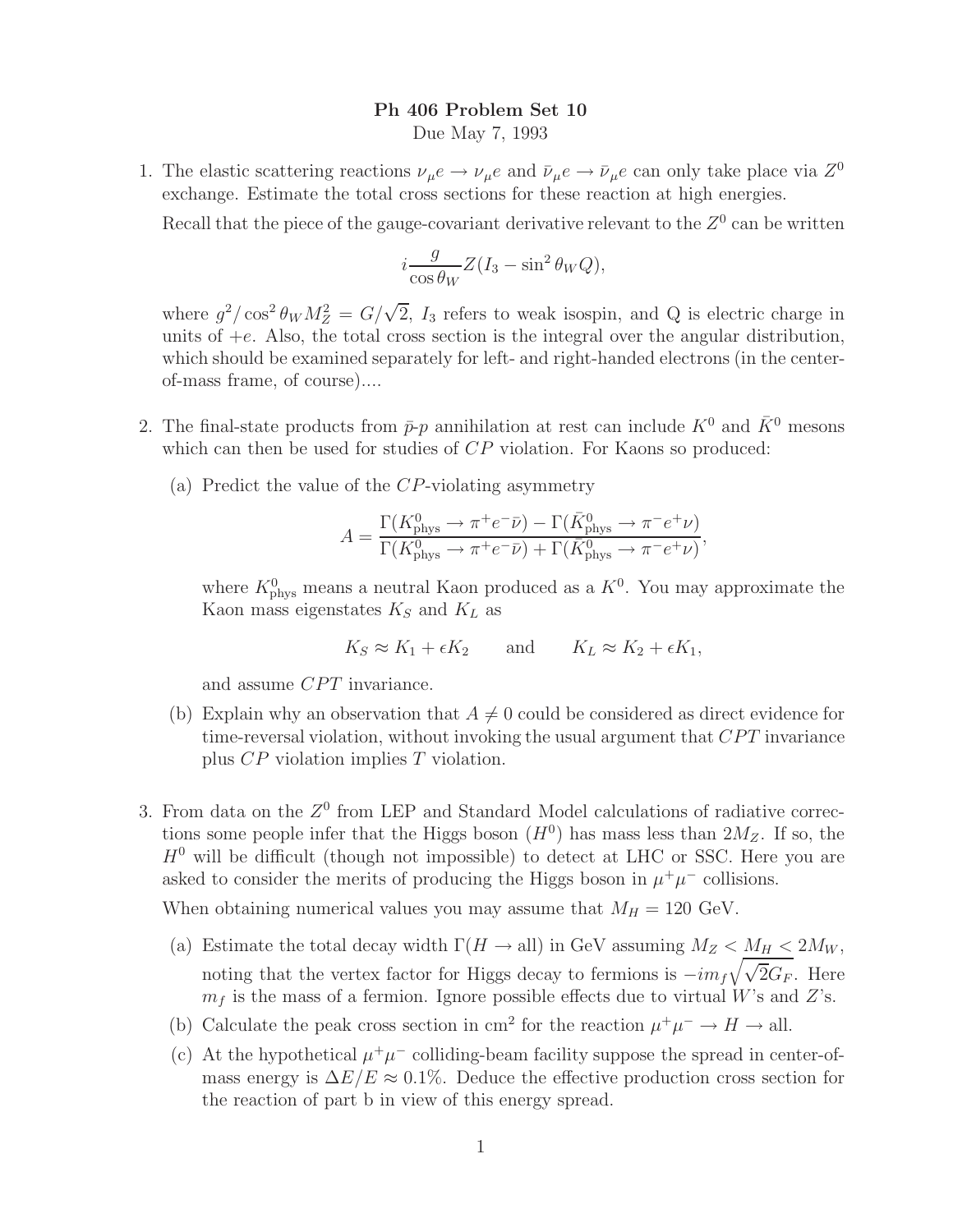# Ph 406 Problem Set 10

Due May 7, 1993

1. The elastic scattering reactions $\nu_\mu e \to \nu_\mu e$ and $\bar{\nu}_\mu e \to \bar{\nu}_\mu e$ can only take place via $Z^0$ exchange. Estimate the total cross sections for these reaction at high energies.

   Recall that the piece of the gauge-covariant derivative relevant to the $Z^0$ can be written

   $$i \frac{g}{\cos\theta_W} Z (I_3 - \sin^2\theta_W Q),$$

   where $g^2/\cos^2\theta_W M_Z^2 = G/\sqrt{2}$, $I_3$ refers to weak isospin, and Q is electric charge in units of $+e$. Also, the total cross section is the integral over the angular distribution, which should be examined separately for left- and right-handed electrons (in the center-of-mass frame, of course)....

2. The final-state products from $\bar{p}$-$p$ annihilation at rest can include $K^0$ and $\bar{K}^0$ mesons which can then be used for studies of $CP$ violation. For Kaons so produced:

   (a) Predict the value of the $CP$-violating asymmetry

   $$A = \frac{\Gamma(K^0_{\rm phys} \to \pi^+ e^- \bar{\nu}) - \Gamma(\bar{K}^0_{\rm phys} \to \pi^- e^+ \nu)}{\Gamma(K^0_{\rm phys} \to \pi^+ e^- \bar{\nu}) + \Gamma(\bar{K}^0_{\rm phys} \to \pi^- e^+ \nu)},$$

   where $K^0_{\rm phys}$ means a neutral Kaon produced as a $K^0$. You may approximate the Kaon mass eigenstates $K_S$ and $K_L$ as

   $$K_S \approx K_1 + \epsilon K_2 \qquad \text{and} \qquad K_L \approx K_2 + \epsilon K_1,$$

   and assume $CPT$ invariance.

   (b) Explain why an observation that $A \neq 0$ could be considered as direct evidence for time-reversal violation, without invoking the usual argument that $CPT$ invariance plus $CP$ violation implies $T$ violation.

3. From data on the $Z^0$ from LEP and Standard Model calculations of radiative corrections some people infer that the Higgs boson ($H^0$) has mass less than $2M_Z$. If so, the $H^0$ will be difficult (though not impossible) to detect at LHC or SSC. Here you are asked to consider the merits of producing the Higgs boson in $\mu^+\mu^-$ collisions.

   When obtaining numerical values you may assume that $M_H = 120$ GeV.

   (a) Estimate the total decay width $\Gamma(H \to \text{all})$ in GeV assuming $M_Z < M_H < 2M_W$, noting that the vertex factor for Higgs decay to fermions is $-im_f\sqrt{\sqrt{2}G_F}$. Here $m_f$ is the mass of a fermion. Ignore possible effects due to virtual $W$'s and $Z$'s.

   (b) Calculate the peak cross section in cm$^2$ for the reaction $\mu^+\mu^- \to H \to$ all.

   (c) At the hypothetical $\mu^+\mu^-$ colliding-beam facility suppose the spread in center-of-mass energy is $\Delta E/E \approx 0.1\%$. Deduce the effective production cross section for the reaction of part b in view of this energy spread.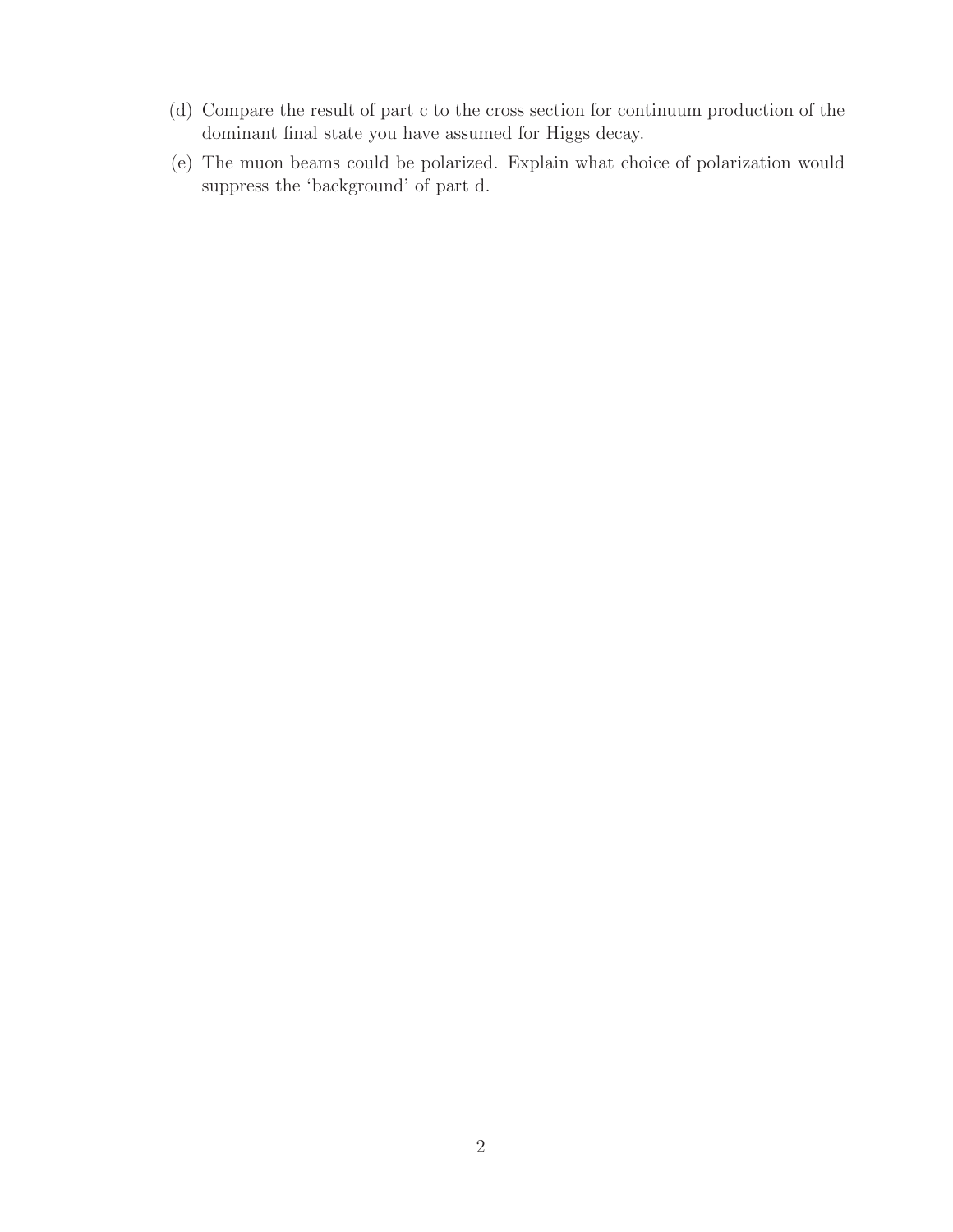(d) Compare the result of part c to the cross section for continuum production of the dominant final state you have assumed for Higgs decay.

(e) The muon beams could be polarized. Explain what choice of polarization would suppress the 'background' of part d.